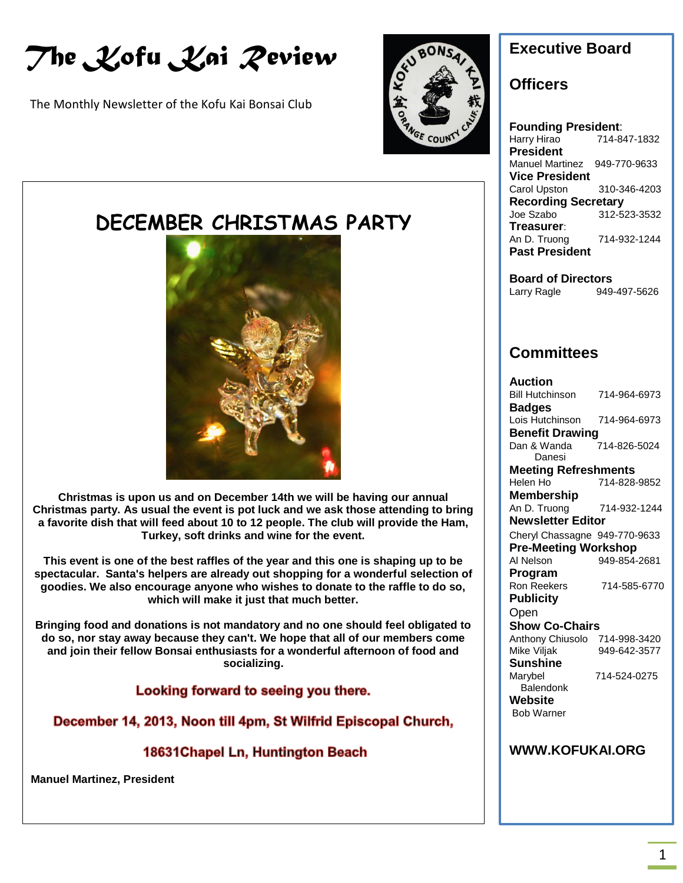# The Kofu Kai Review

The Monthly Newsletter of the Kofu Kai Bonsai Club

## DECEMBER CHRISTMAS PARTY

**Christmas is upon us and on December 14th we will be having our annual Christmas party. As usual the event is pot luck and we ask those attending to bring a favorite dish that will feed about 10 to 12 people. The club will provide the Ham, Turkey, soft drinks and wine for the event.**

**This event is one of the best raffles of the year and this one is shaping up to be spectacular. Santa's helpers are already out shopping for a wonderful selection of goodies. We also encourage anyone who wishes to donate to the raffle to do so, which will make it just that much better.**

**Bringing food and donations is not mandatory and no one should feel obligated to do so, nor stay away because they can't. We hope that all of our members come and join their fellow Bonsai enthusiasts for a wonderful afternoon of food and socializing.**

**Looking forward to seeing you there.**

**December 14, 2013, Noon till 4pm, St Wilfrid Episcopal Church,**

**18631Chapel Ln, Huntington Beach**

**Manuel Martinez, President**

## Executive Board

### Officers

**Founding President**:
Harry Hirao 714-847-1832

**President**
Manuel Martinez 949-770-9633

**Vice President**
Carol Upston 310-346-4203

**Recording Secretary**
Joe Szabo 312-523-3532

**Treasurer**:
An D. Truong 714-932-1244

**Past President**

**Board of Directors**
Larry Ragle 949-497-5626

### Committees

**Auction**
Bill Hutchinson 714-964-6973

**Badges**
Lois Hutchinson 714-964-6973

**Benefit Drawing**
Dan & Wanda Danesi 714-826-5024

**Meeting Refreshments**
Helen Ho 714-828-9852

**Membership**
An D. Truong 714-932-1244

**Newsletter Editor**
Cheryl Chassagne 949-770-9633

**Pre-Meeting Workshop**
Al Nelson 949-854-2681

**Program**
Ron Reekers 714-585-6770

**Publicity**
Open

**Show Co-Chairs**
Anthony Chiusolo 714-998-3420
Mike Viljak 949-642-3577

**Sunshine**
Marybel Balendonk 714-524-0275

**Website**
Bob Warner

**WWW.KOFUKAI.ORG**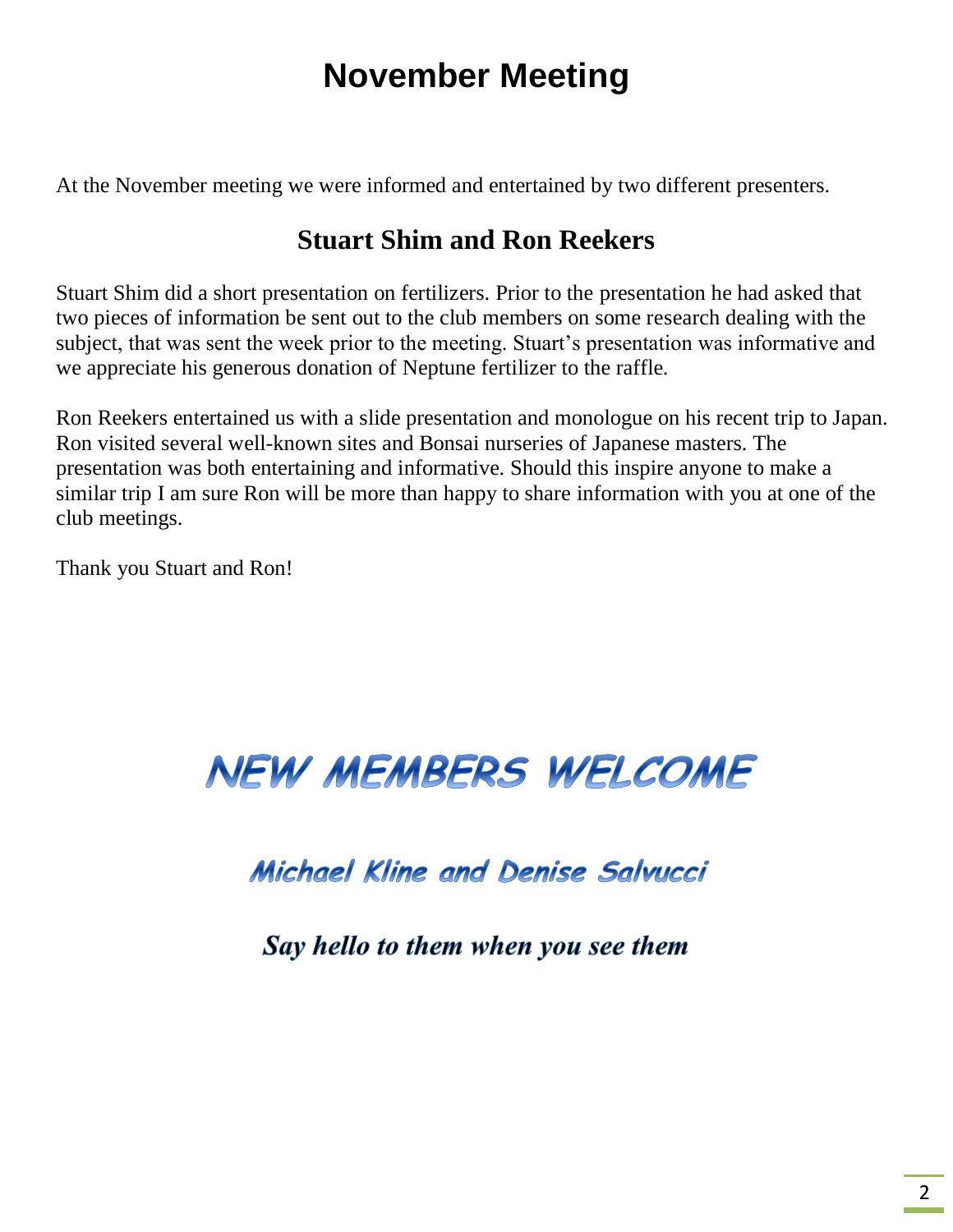# November Meeting

At the November meeting we were informed and entertained by two different presenters.

## Stuart Shim and Ron Reekers

Stuart Shim did a short presentation on fertilizers. Prior to the presentation he had asked that two pieces of information be sent out to the club members on some research dealing with the subject, that was sent the week prior to the meeting. Stuart's presentation was informative and we appreciate his generous donation of Neptune fertilizer to the raffle.

Ron Reekers entertained us with a slide presentation and monologue on his recent trip to Japan. Ron visited several well-known sites and Bonsai nurseries of Japanese masters. The presentation was both entertaining and informative. Should this inspire anyone to make a similar trip I am sure Ron will be more than happy to share information with you at one of the club meetings.

Thank you Stuart and Ron!

## NEW MEMBERS WELCOME

### Michael Kline and Denise Salvucci

***Say hello to them when you see them***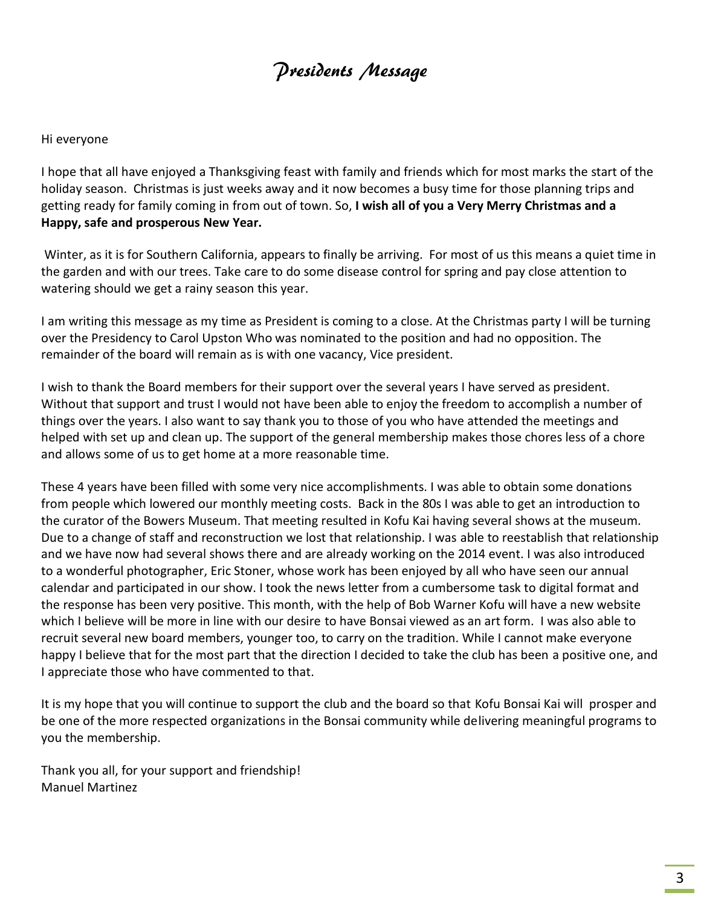// Presidents Message

Hi everyone

I hope that all have enjoyed a Thanksgiving feast with family and friends which for most marks the start of the holiday season. Christmas is just weeks away and it now becomes a busy time for those planning trips and getting ready for family coming in from out of town. So, **I wish all of you a Very Merry Christmas and a Happy, safe and prosperous New Year.**

Winter, as it is for Southern California, appears to finally be arriving. For most of us this means a quiet time in the garden and with our trees. Take care to do some disease control for spring and pay close attention to watering should we get a rainy season this year.

I am writing this message as my time as President is coming to a close. At the Christmas party I will be turning over the Presidency to Carol Upston Who was nominated to the position and had no opposition. The remainder of the board will remain as is with one vacancy, Vice president.

I wish to thank the Board members for their support over the several years I have served as president. Without that support and trust I would not have been able to enjoy the freedom to accomplish a number of things over the years. I also want to say thank you to those of you who have attended the meetings and helped with set up and clean up. The support of the general membership makes those chores less of a chore and allows some of us to get home at a more reasonable time.

These 4 years have been filled with some very nice accomplishments. I was able to obtain some donations from people which lowered our monthly meeting costs. Back in the 80s I was able to get an introduction to the curator of the Bowers Museum. That meeting resulted in Kofu Kai having several shows at the museum. Due to a change of staff and reconstruction we lost that relationship. I was able to reestablish that relationship and we have now had several shows there and are already working on the 2014 event. I was also introduced to a wonderful photographer, Eric Stoner, whose work has been enjoyed by all who have seen our annual calendar and participated in our show. I took the news letter from a cumbersome task to digital format and the response has been very positive. This month, with the help of Bob Warner Kofu will have a new website which I believe will be more in line with our desire to have Bonsai viewed as an art form. I was also able to recruit several new board members, younger too, to carry on the tradition. While I cannot make everyone happy I believe that for the most part that the direction I decided to take the club has been a positive one, and I appreciate those who have commented to that.

It is my hope that you will continue to support the club and the board so that Kofu Bonsai Kai will prosper and be one of the more respected organizations in the Bonsai community while delivering meaningful programs to you the membership.

Thank you all, for your support and friendship!
Manuel Martinez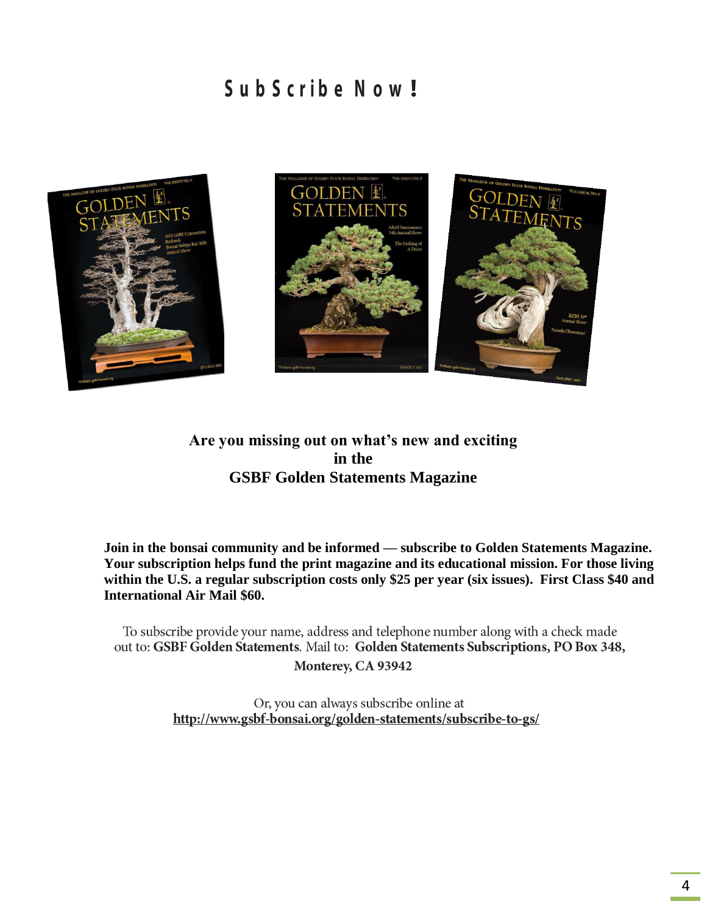# SubScribe Now!

**Are you missing out on what's new and exciting in the GSBF Golden Statements Magazine**

**Join in the bonsai community and be informed — subscribe to Golden Statements Magazine. Your subscription helps fund the print magazine and its educational mission. For those living within the U.S. a regular subscription costs only $25 per year (six issues). First Class $40 and International Air Mail $60.**

To subscribe provide your name, address and telephone number along with a check made out to: **GSBF Golden Statements**. Mail to: **Golden Statements Subscriptions, PO Box 348, Monterey, CA 93942**

Or, you can always subscribe online at
**http://www.gsbf-bonsai.org/golden-statements/subscribe-to-gs/**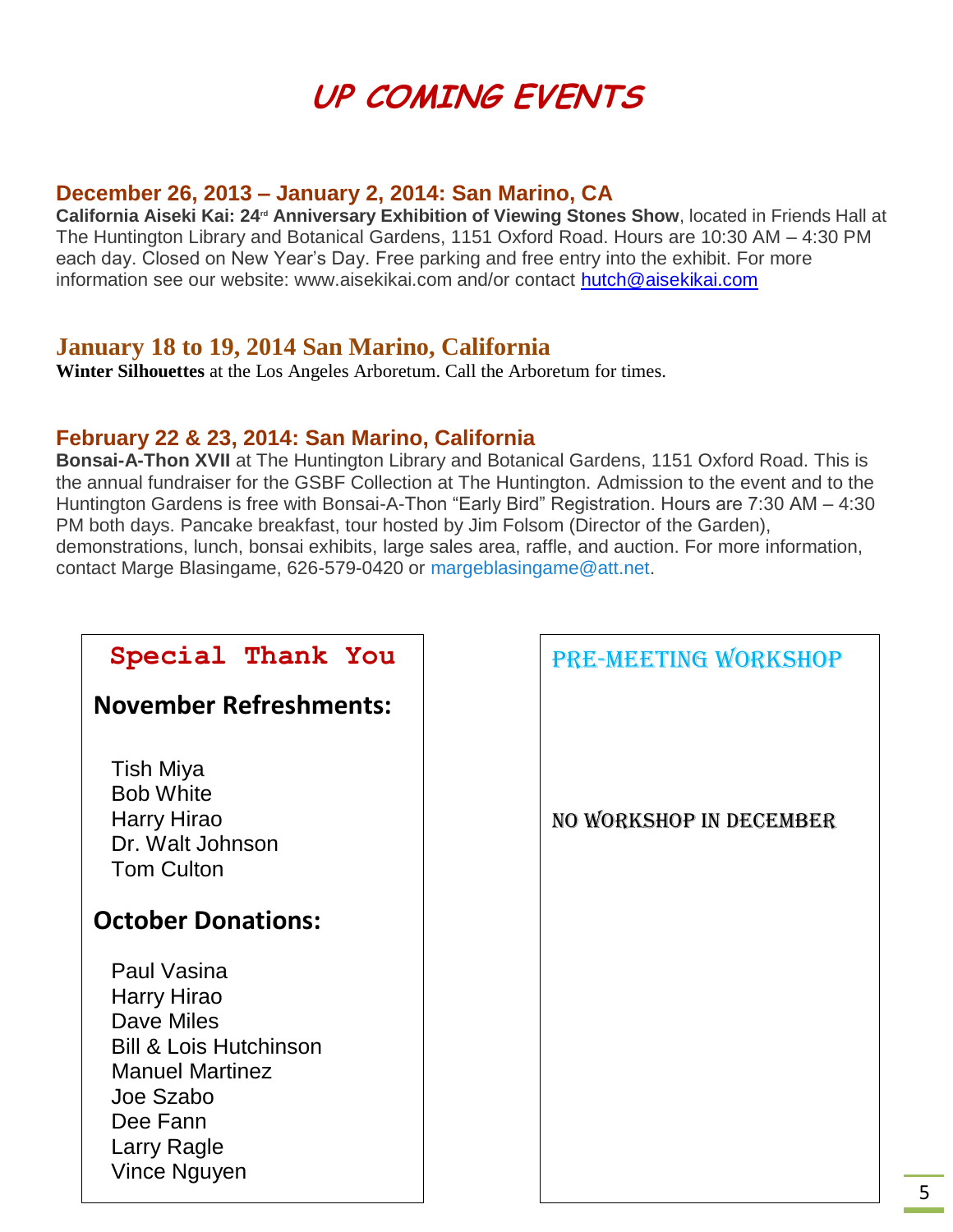# UP COMING EVENTS

### December 26, 2013 – January 2, 2014: San Marino, CA

**California Aiseki Kai: 24[rd] Anniversary Exhibition of Viewing Stones Show**, located in Friends Hall at The Huntington Library and Botanical Gardens, 1151 Oxford Road. Hours are 10:30 AM – 4:30 PM each day. Closed on New Year's Day. Free parking and free entry into the exhibit. For more information see our website: www.aisekikai.com and/or contact hutch@aisekikai.com

### January 18 to 19, 2014 San Marino, California

**Winter Silhouettes** at the Los Angeles Arboretum. Call the Arboretum for times.

### February 22 & 23, 2014: San Marino, California

**Bonsai-A-Thon XVII** at The Huntington Library and Botanical Gardens, 1151 Oxford Road. This is the annual fundraiser for the GSBF Collection at The Huntington. Admission to the event and to the Huntington Gardens is free with Bonsai-A-Thon "Early Bird" Registration. Hours are 7:30 AM – 4:30 PM both days. Pancake breakfast, tour hosted by Jim Folsom (Director of the Garden), demonstrations, lunch, bonsai exhibits, large sales area, raffle, and auction. For more information, contact Marge Blasingame, 626-579-0420 or margeblasingame@att.net.

## Special Thank You

### November Refreshments:

Tish Miya
Bob White
Harry Hirao
Dr. Walt Johnson
Tom Culton

### October Donations:

Paul Vasina
Harry Hirao
Dave Miles
Bill & Lois Hutchinson
Manuel Martinez
Joe Szabo
Dee Fann
Larry Ragle
Vince Nguyen

## PRE-MEETING WORKSHOP

NO WORKSHOP IN DECEMBER